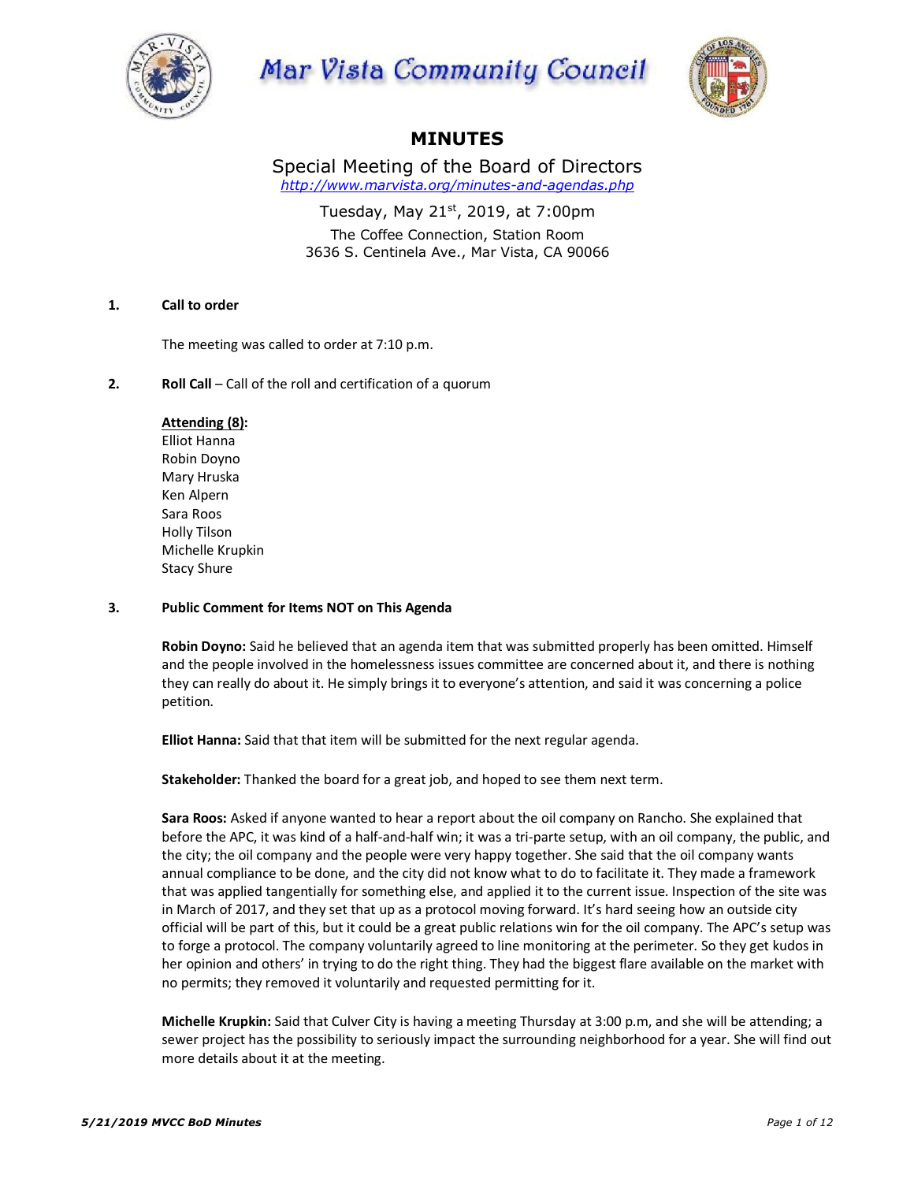# Mar Vista Community Council

## MINUTES

Special Meeting of the Board of Directors
http://www.marvista.org/minutes-and-agendas.php

Tuesday, May 21st, 2019, at 7:00pm

The Coffee Connection, Station Room
3636 S. Centinela Ave., Mar Vista, CA 90066

**1. Call to order**

The meeting was called to order at 7:10 p.m.

**2. Roll Call** – Call of the roll and certification of a quorum

**Attending (8):**
Elliot Hanna
Robin Doyno
Mary Hruska
Ken Alpern
Sara Roos
Holly Tilson
Michelle Krupkin
Stacy Shure

**3. Public Comment for Items NOT on This Agenda**

**Robin Doyno:** Said he believed that an agenda item that was submitted properly has been omitted. Himself and the people involved in the homelessness issues committee are concerned about it, and there is nothing they can really do about it. He simply brings it to everyone's attention, and said it was concerning a police petition.

**Elliot Hanna:** Said that that item will be submitted for the next regular agenda.

**Stakeholder:** Thanked the board for a great job, and hoped to see them next term.

**Sara Roos:** Asked if anyone wanted to hear a report about the oil company on Rancho. She explained that before the APC, it was kind of a half-and-half win; it was a tri-parte setup, with an oil company, the public, and the city; the oil company and the people were very happy together. She said that the oil company wants annual compliance to be done, and the city did not know what to do to facilitate it. They made a framework that was applied tangentially for something else, and applied it to the current issue. Inspection of the site was in March of 2017, and they set that up as a protocol moving forward. It's hard seeing how an outside city official will be part of this, but it could be a great public relations win for the oil company. The APC's setup was to forge a protocol. The company voluntarily agreed to line monitoring at the perimeter. So they get kudos in her opinion and others' in trying to do the right thing. They had the biggest flare available on the market with no permits; they removed it voluntarily and requested permitting for it.

**Michelle Krupkin:** Said that Culver City is having a meeting Thursday at 3:00 p.m, and she will be attending; a sewer project has the possibility to seriously impact the surrounding neighborhood for a year. She will find out more details about it at the meeting.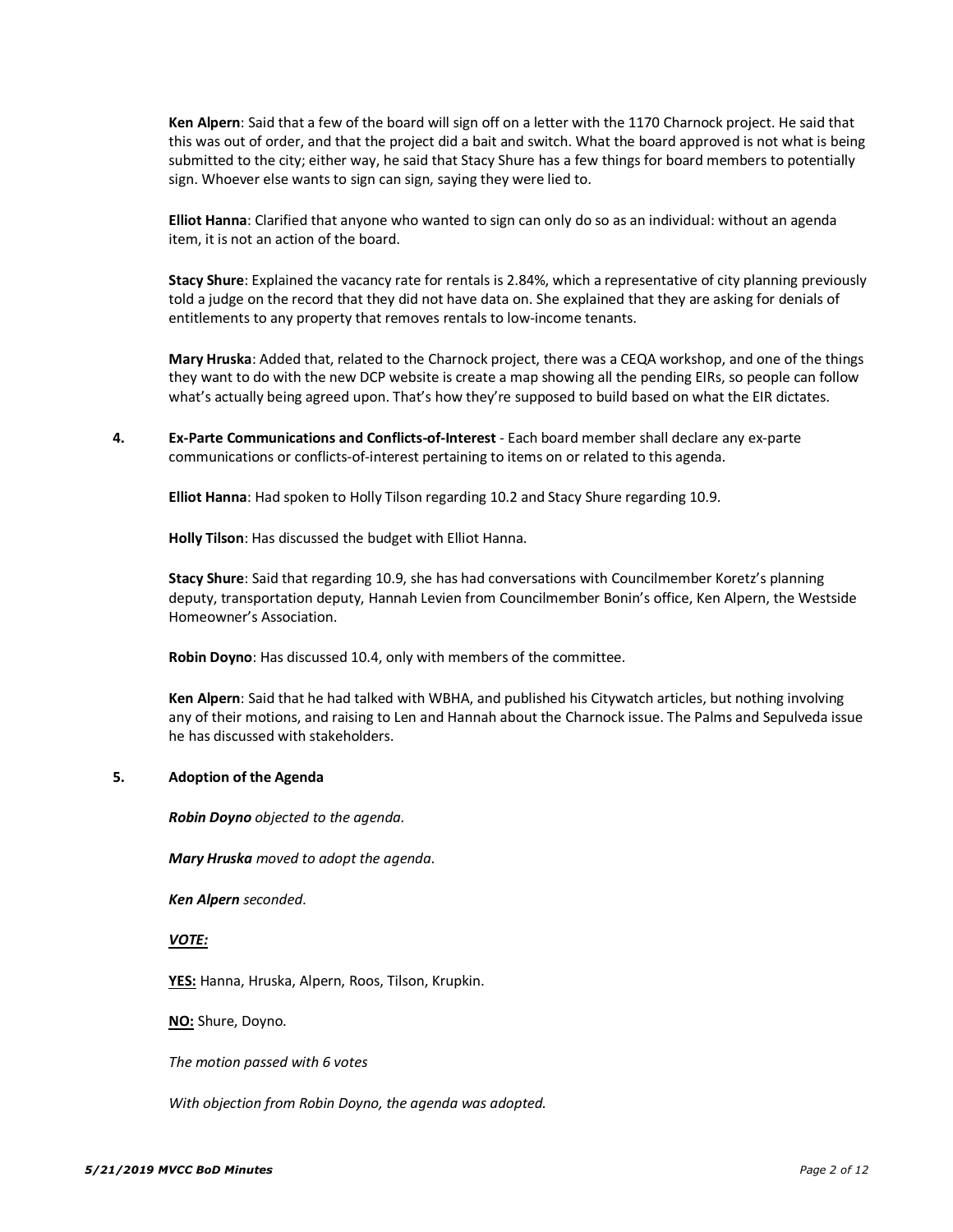**Ken Alpern**: Said that a few of the board will sign off on a letter with the 1170 Charnock project. He said that this was out of order, and that the project did a bait and switch. What the board approved is not what is being submitted to the city; either way, he said that Stacy Shure has a few things for board members to potentially sign. Whoever else wants to sign can sign, saying they were lied to.

**Elliot Hanna**: Clarified that anyone who wanted to sign can only do so as an individual: without an agenda item, it is not an action of the board.

**Stacy Shure**: Explained the vacancy rate for rentals is 2.84%, which a representative of city planning previously told a judge on the record that they did not have data on. She explained that they are asking for denials of entitlements to any property that removes rentals to low-income tenants.

**Mary Hruska**: Added that, related to the Charnock project, there was a CEQA workshop, and one of the things they want to do with the new DCP website is create a map showing all the pending EIRs, so people can follow what's actually being agreed upon. That's how they're supposed to build based on what the EIR dictates.

**4. Ex-Parte Communications and Conflicts-of-Interest** - Each board member shall declare any ex-parte communications or conflicts-of-interest pertaining to items on or related to this agenda.

**Elliot Hanna**: Had spoken to Holly Tilson regarding 10.2 and Stacy Shure regarding 10.9.

**Holly Tilson**: Has discussed the budget with Elliot Hanna.

**Stacy Shure**: Said that regarding 10.9, she has had conversations with Councilmember Koretz's planning deputy, transportation deputy, Hannah Levien from Councilmember Bonin's office, Ken Alpern, the Westside Homeowner's Association.

**Robin Doyno**: Has discussed 10.4, only with members of the committee.

**Ken Alpern**: Said that he had talked with WBHA, and published his Citywatch articles, but nothing involving any of their motions, and raising to Len and Hannah about the Charnock issue. The Palms and Sepulveda issue he has discussed with stakeholders.

**5. Adoption of the Agenda**

***Robin Doyno** objected to the agenda.*

***Mary Hruska** moved to adopt the agenda.*

***Ken Alpern** seconded.*

***VOTE:***

**YES:** Hanna, Hruska, Alpern, Roos, Tilson, Krupkin.

**NO:** Shure, Doyno.

*The motion passed with 6 votes*

*With objection from Robin Doyno, the agenda was adopted.*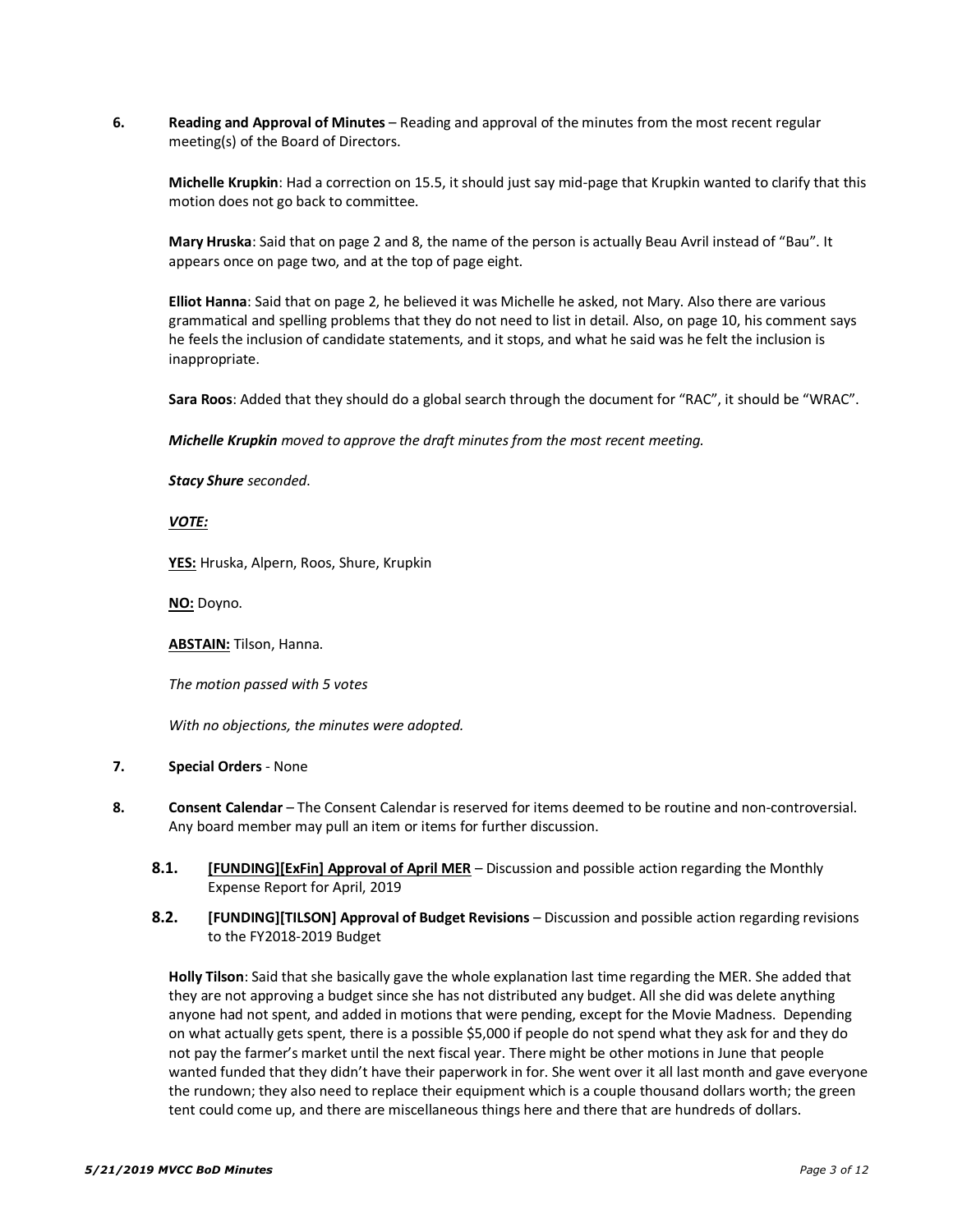**6.** **Reading and Approval of Minutes** – Reading and approval of the minutes from the most recent regular meeting(s) of the Board of Directors.

**Michelle Krupkin**: Had a correction on 15.5, it should just say mid-page that Krupkin wanted to clarify that this motion does not go back to committee.

**Mary Hruska**: Said that on page 2 and 8, the name of the person is actually Beau Avril instead of "Bau". It appears once on page two, and at the top of page eight.

**Elliot Hanna**: Said that on page 2, he believed it was Michelle he asked, not Mary. Also there are various grammatical and spelling problems that they do not need to list in detail. Also, on page 10, his comment says he feels the inclusion of candidate statements, and it stops, and what he said was he felt the inclusion is inappropriate.

**Sara Roos**: Added that they should do a global search through the document for "RAC", it should be "WRAC".

***Michelle Krupkin*** *moved to approve the draft minutes from the most recent meeting.*

***Stacy Shure*** *seconded.*

***VOTE:***

**YES:** Hruska, Alpern, Roos, Shure, Krupkin

**NO:** Doyno.

**ABSTAIN:** Tilson, Hanna.

*The motion passed with 5 votes*

*With no objections, the minutes were adopted.*

**7.** **Special Orders** - None

**8.** **Consent Calendar** – The Consent Calendar is reserved for items deemed to be routine and non-controversial. Any board member may pull an item or items for further discussion.

**8.1.** **[FUNDING][ExFin] Approval of April MER** – Discussion and possible action regarding the Monthly Expense Report for April, 2019

**8.2.** **[FUNDING][TILSON] Approval of Budget Revisions** – Discussion and possible action regarding revisions to the FY2018-2019 Budget

**Holly Tilson**: Said that she basically gave the whole explanation last time regarding the MER. She added that they are not approving a budget since she has not distributed any budget. All she did was delete anything anyone had not spent, and added in motions that were pending, except for the Movie Madness. Depending on what actually gets spent, there is a possible $5,000 if people do not spend what they ask for and they do not pay the farmer's market until the next fiscal year. There might be other motions in June that people wanted funded that they didn't have their paperwork in for. She went over it all last month and gave everyone the rundown; they also need to replace their equipment which is a couple thousand dollars worth; the green tent could come up, and there are miscellaneous things here and there that are hundreds of dollars.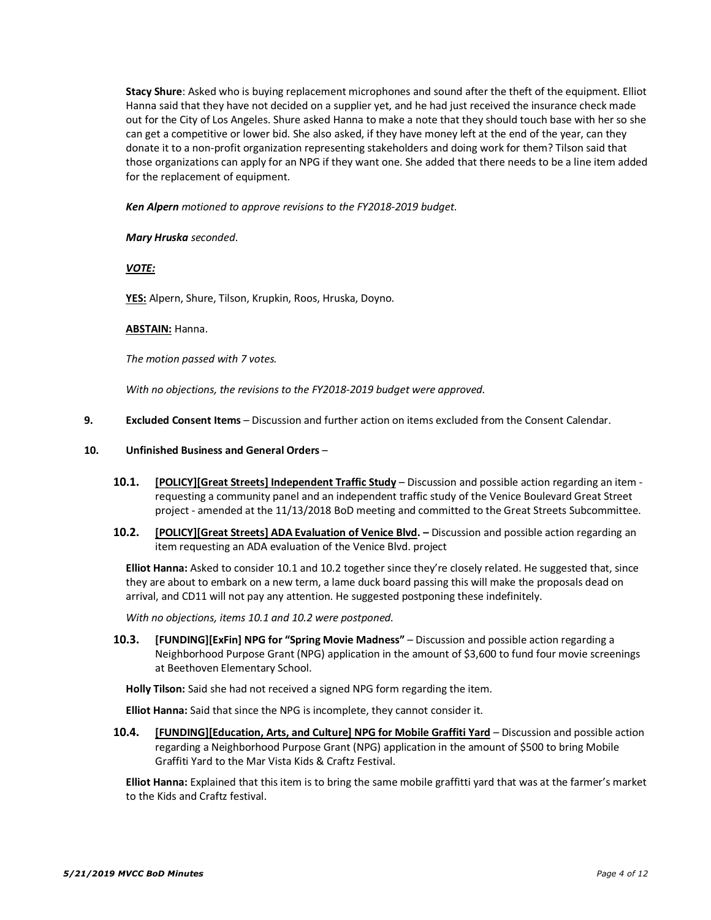**Stacy Shure**: Asked who is buying replacement microphones and sound after the theft of the equipment. Elliot Hanna said that they have not decided on a supplier yet, and he had just received the insurance check made out for the City of Los Angeles. Shure asked Hanna to make a note that they should touch base with her so she can get a competitive or lower bid. She also asked, if they have money left at the end of the year, can they donate it to a non-profit organization representing stakeholders and doing work for them? Tilson said that those organizations can apply for an NPG if they want one. She added that there needs to be a line item added for the replacement of equipment.

***Ken Alpern*** *motioned to approve revisions to the FY2018-2019 budget.*

***Mary Hruska*** *seconded.*

***VOTE:***

**YES:** Alpern, Shure, Tilson, Krupkin, Roos, Hruska, Doyno.

**ABSTAIN:** Hanna.

*The motion passed with 7 votes.*

*With no objections, the revisions to the FY2018-2019 budget were approved.*

**9. Excluded Consent Items** – Discussion and further action on items excluded from the Consent Calendar.

**10. Unfinished Business and General Orders** –

**10.1. [POLICY][Great Streets] Independent Traffic Study** – Discussion and possible action regarding an item - requesting a community panel and an independent traffic study of the Venice Boulevard Great Street project - amended at the 11/13/2018 BoD meeting and committed to the Great Streets Subcommittee.

**10.2. [POLICY][Great Streets] ADA Evaluation of Venice Blvd. –** Discussion and possible action regarding an item requesting an ADA evaluation of the Venice Blvd. project

**Elliot Hanna:** Asked to consider 10.1 and 10.2 together since they're closely related. He suggested that, since they are about to embark on a new term, a lame duck board passing this will make the proposals dead on arrival, and CD11 will not pay any attention. He suggested postponing these indefinitely.

*With no objections, items 10.1 and 10.2 were postponed.*

**10.3. [FUNDING][ExFin] NPG for "Spring Movie Madness"** – Discussion and possible action regarding a Neighborhood Purpose Grant (NPG) application in the amount of $3,600 to fund four movie screenings at Beethoven Elementary School.

**Holly Tilson:** Said she had not received a signed NPG form regarding the item.

**Elliot Hanna:** Said that since the NPG is incomplete, they cannot consider it.

**10.4. [FUNDING][Education, Arts, and Culture] NPG for Mobile Graffiti Yard** – Discussion and possible action regarding a Neighborhood Purpose Grant (NPG) application in the amount of $500 to bring Mobile Graffiti Yard to the Mar Vista Kids & Craftz Festival.

**Elliot Hanna:** Explained that this item is to bring the same mobile graffitti yard that was at the farmer's market to the Kids and Craftz festival.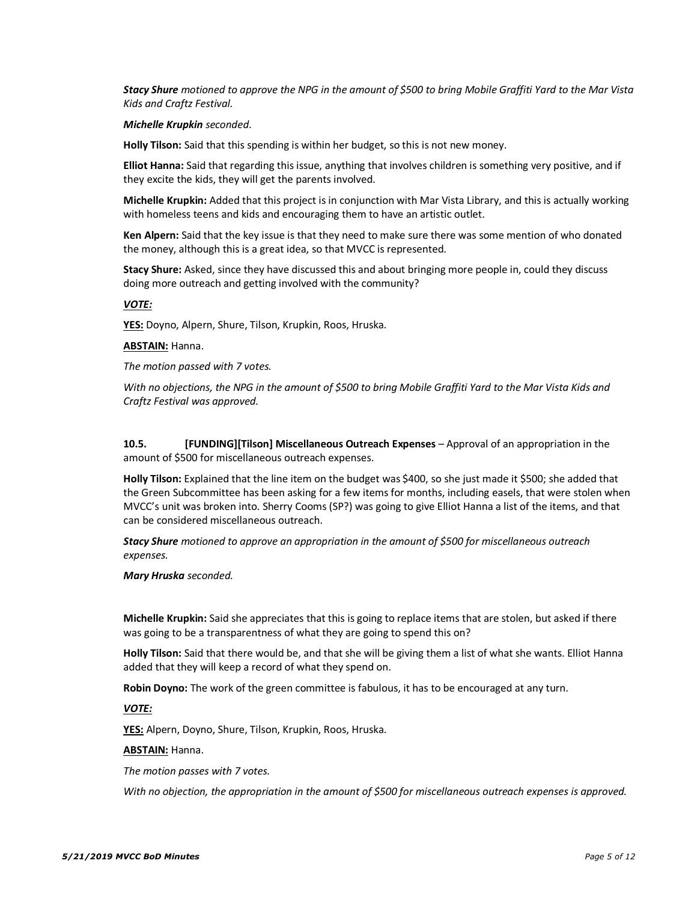***Stacy Shure** motioned to approve the NPG in the amount of $500 to bring Mobile Graffiti Yard to the Mar Vista Kids and Craftz Festival.*

***Michelle Krupkin** seconded.*

**Holly Tilson:** Said that this spending is within her budget, so this is not new money.

**Elliot Hanna:** Said that regarding this issue, anything that involves children is something very positive, and if they excite the kids, they will get the parents involved.

**Michelle Krupkin:** Added that this project is in conjunction with Mar Vista Library, and this is actually working with homeless teens and kids and encouraging them to have an artistic outlet.

**Ken Alpern:** Said that the key issue is that they need to make sure there was some mention of who donated the money, although this is a great idea, so that MVCC is represented.

**Stacy Shure:** Asked, since they have discussed this and about bringing more people in, could they discuss doing more outreach and getting involved with the community?

***VOTE:***

**YES:** Doyno, Alpern, Shure, Tilson, Krupkin, Roos, Hruska.

**ABSTAIN:** Hanna.

*The motion passed with 7 votes.*

*With no objections, the NPG in the amount of $500 to bring Mobile Graffiti Yard to the Mar Vista Kids and Craftz Festival was approved.*

**10.5. [FUNDING][Tilson] Miscellaneous Outreach Expenses** – Approval of an appropriation in the amount of $500 for miscellaneous outreach expenses.

**Holly Tilson:** Explained that the line item on the budget was $400, so she just made it $500; she added that the Green Subcommittee has been asking for a few items for months, including easels, that were stolen when MVCC's unit was broken into. Sherry Cooms (SP?) was going to give Elliot Hanna a list of the items, and that can be considered miscellaneous outreach.

***Stacy Shure** motioned to approve an appropriation in the amount of $500 for miscellaneous outreach expenses.*

***Mary Hruska** seconded.*

**Michelle Krupkin:** Said she appreciates that this is going to replace items that are stolen, but asked if there was going to be a transparentness of what they are going to spend this on?

**Holly Tilson:** Said that there would be, and that she will be giving them a list of what she wants. Elliot Hanna added that they will keep a record of what they spend on.

**Robin Doyno:** The work of the green committee is fabulous, it has to be encouraged at any turn.

***VOTE:***

**YES:** Alpern, Doyno, Shure, Tilson, Krupkin, Roos, Hruska.

**ABSTAIN:** Hanna.

*The motion passes with 7 votes.*

*With no objection, the appropriation in the amount of $500 for miscellaneous outreach expenses is approved.*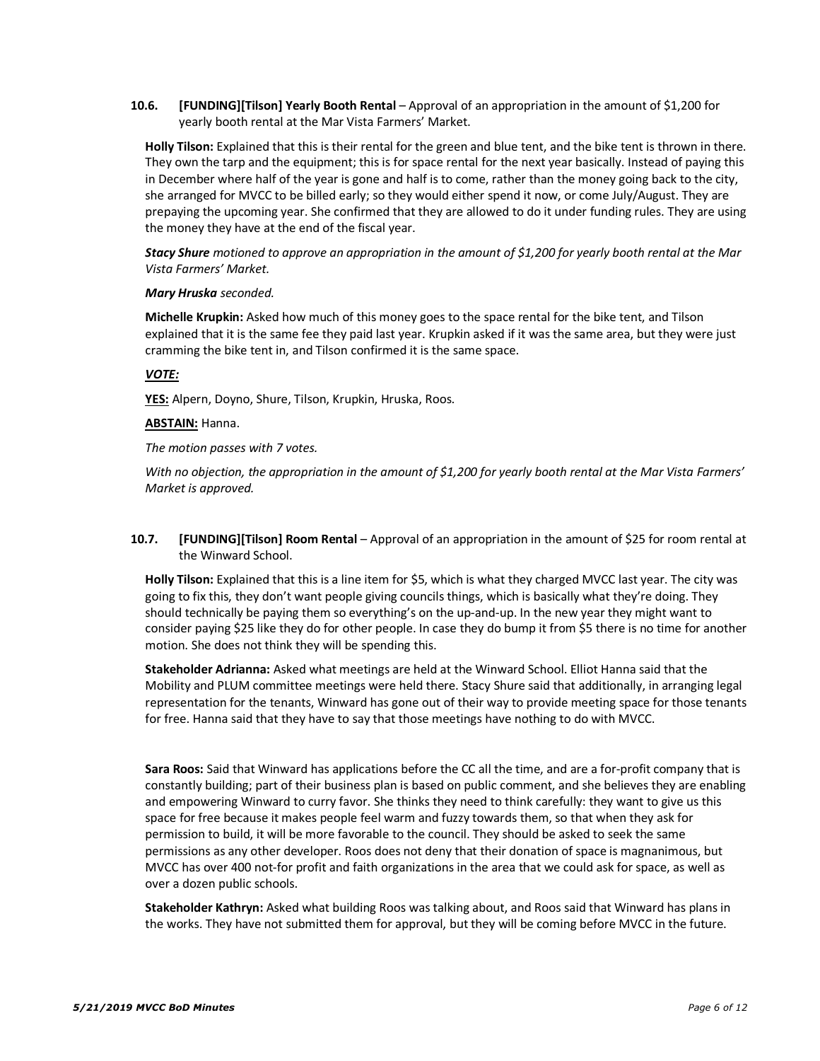**10.6. [FUNDING][Tilson] Yearly Booth Rental** – Approval of an appropriation in the amount of $1,200 for yearly booth rental at the Mar Vista Farmers' Market.

**Holly Tilson:** Explained that this is their rental for the green and blue tent, and the bike tent is thrown in there. They own the tarp and the equipment; this is for space rental for the next year basically. Instead of paying this in December where half of the year is gone and half is to come, rather than the money going back to the city, she arranged for MVCC to be billed early; so they would either spend it now, or come July/August. They are prepaying the upcoming year. She confirmed that they are allowed to do it under funding rules. They are using the money they have at the end of the fiscal year.

***Stacy Shure*** *motioned to approve an appropriation in the amount of $1,200 for yearly booth rental at the Mar Vista Farmers' Market.*

***Mary Hruska*** *seconded.*

**Michelle Krupkin:** Asked how much of this money goes to the space rental for the bike tent, and Tilson explained that it is the same fee they paid last year. Krupkin asked if it was the same area, but they were just cramming the bike tent in, and Tilson confirmed it is the same space.

***VOTE:***

**YES:** Alpern, Doyno, Shure, Tilson, Krupkin, Hruska, Roos.

**ABSTAIN:** Hanna.

*The motion passes with 7 votes.*

*With no objection, the appropriation in the amount of $1,200 for yearly booth rental at the Mar Vista Farmers' Market is approved.*

**10.7. [FUNDING][Tilson] Room Rental** – Approval of an appropriation in the amount of $25 for room rental at the Winward School.

**Holly Tilson:** Explained that this is a line item for $5, which is what they charged MVCC last year. The city was going to fix this, they don't want people giving councils things, which is basically what they're doing. They should technically be paying them so everything's on the up-and-up. In the new year they might want to consider paying $25 like they do for other people. In case they do bump it from $5 there is no time for another motion. She does not think they will be spending this.

**Stakeholder Adrianna:** Asked what meetings are held at the Winward School. Elliot Hanna said that the Mobility and PLUM committee meetings were held there. Stacy Shure said that additionally, in arranging legal representation for the tenants, Winward has gone out of their way to provide meeting space for those tenants for free. Hanna said that they have to say that those meetings have nothing to do with MVCC.

**Sara Roos:** Said that Winward has applications before the CC all the time, and are a for-profit company that is constantly building; part of their business plan is based on public comment, and she believes they are enabling and empowering Winward to curry favor. She thinks they need to think carefully: they want to give us this space for free because it makes people feel warm and fuzzy towards them, so that when they ask for permission to build, it will be more favorable to the council. They should be asked to seek the same permissions as any other developer. Roos does not deny that their donation of space is magnanimous, but MVCC has over 400 not-for profit and faith organizations in the area that we could ask for space, as well as over a dozen public schools.

**Stakeholder Kathryn:** Asked what building Roos was talking about, and Roos said that Winward has plans in the works. They have not submitted them for approval, but they will be coming before MVCC in the future.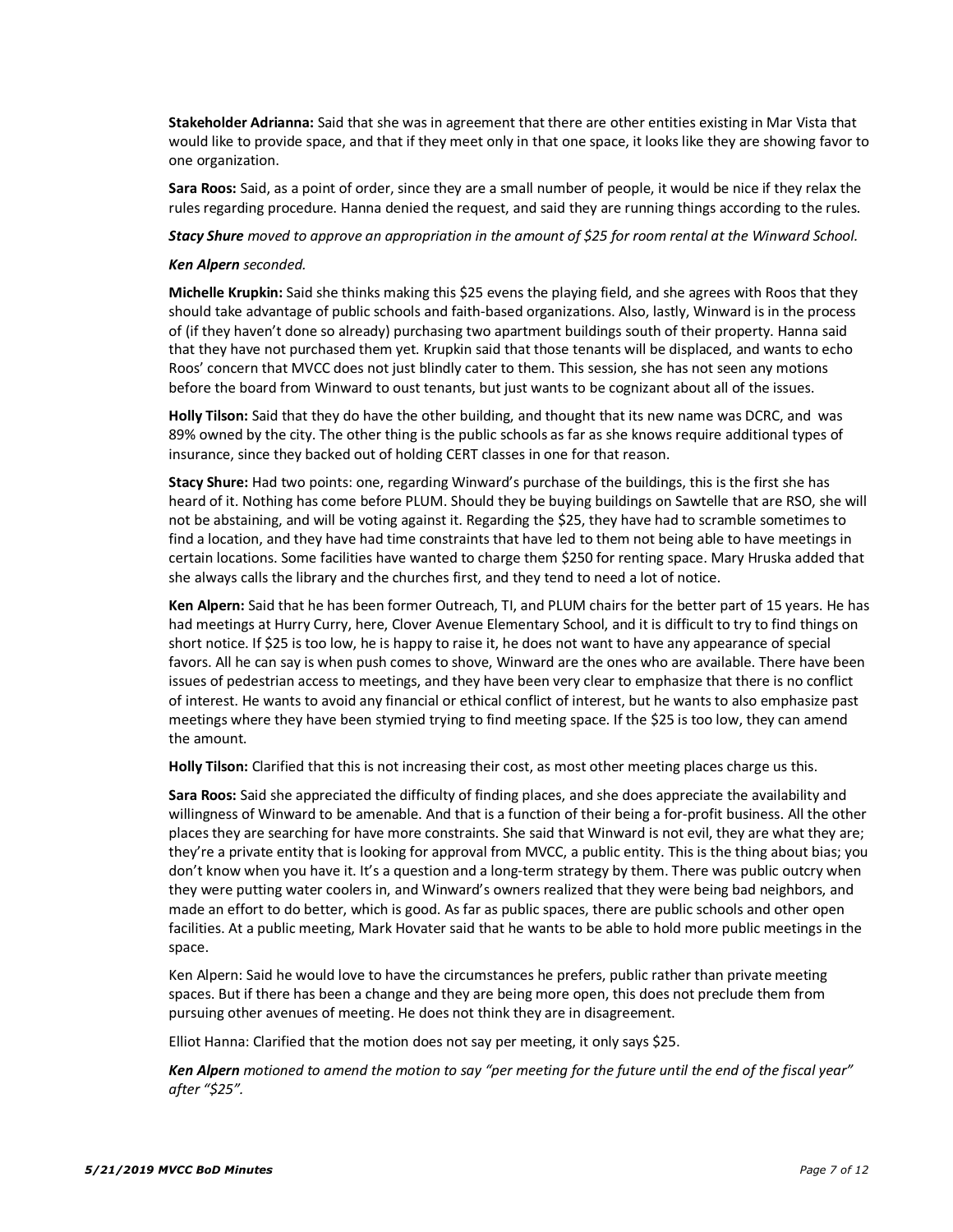**Stakeholder Adrianna:** Said that she was in agreement that there are other entities existing in Mar Vista that would like to provide space, and that if they meet only in that one space, it looks like they are showing favor to one organization.

**Sara Roos:** Said, as a point of order, since they are a small number of people, it would be nice if they relax the rules regarding procedure. Hanna denied the request, and said they are running things according to the rules.

***Stacy Shure*** *moved to approve an appropriation in the amount of $25 for room rental at the Winward School.*

***Ken Alpern*** *seconded.*

**Michelle Krupkin:** Said she thinks making this $25 evens the playing field, and she agrees with Roos that they should take advantage of public schools and faith-based organizations. Also, lastly, Winward is in the process of (if they haven't done so already) purchasing two apartment buildings south of their property. Hanna said that they have not purchased them yet. Krupkin said that those tenants will be displaced, and wants to echo Roos' concern that MVCC does not just blindly cater to them. This session, she has not seen any motions before the board from Winward to oust tenants, but just wants to be cognizant about all of the issues.

**Holly Tilson:** Said that they do have the other building, and thought that its new name was DCRC, and was 89% owned by the city. The other thing is the public schools as far as she knows require additional types of insurance, since they backed out of holding CERT classes in one for that reason.

**Stacy Shure:** Had two points: one, regarding Winward's purchase of the buildings, this is the first she has heard of it. Nothing has come before PLUM. Should they be buying buildings on Sawtelle that are RSO, she will not be abstaining, and will be voting against it. Regarding the $25, they have had to scramble sometimes to find a location, and they have had time constraints that have led to them not being able to have meetings in certain locations. Some facilities have wanted to charge them $250 for renting space. Mary Hruska added that she always calls the library and the churches first, and they tend to need a lot of notice.

**Ken Alpern:** Said that he has former Outreach, TI, and PLUM chairs for the better part of 15 years. He has had meetings at Hurry Curry, here, Clover Avenue Elementary School, and it is difficult to try to find things on short notice. If $25 is too low, he is happy to raise it, he does not want to have any appearance of special favors. All he can say is when push comes to shove, Winward are the ones who are available. There have been issues of pedestrian access to meetings, and they have been very clear to emphasize that there is no conflict of interest. He wants to avoid any financial or ethical conflict of interest, but he wants to also emphasize past meetings where they have been stymied trying to find meeting space. If the $25 is too low, they can amend the amount.

**Holly Tilson:** Clarified that this is not increasing their cost, as most other meeting places charge us this.

**Sara Roos:** Said she appreciated the difficulty of finding places, and she does appreciate the availability and willingness of Winward to be amenable. And that is a function of their being a for-profit business. All the other places they are searching for have more constraints. She said that Winward is not evil, they are what they are; they're a private entity that is looking for approval from MVCC, a public entity. This is the thing about bias; you don't know when you have it. It's a question and a long-term strategy by them. There was public outcry when they were putting water coolers in, and Winward's owners realized that they were being bad neighbors, and made an effort to do better, which is good. As far as public spaces, there are public schools and other open facilities. At a public meeting, Mark Hovater said that he wants to be able to hold more public meetings in the space.

Ken Alpern: Said he would love to have the circumstances he prefers, public rather than private meeting spaces. But if there has been a change and they are being more open, this does not preclude them from pursuing other avenues of meeting. He does not think they are in disagreement.

Elliot Hanna: Clarified that the motion does not say per meeting, it only says $25.

***Ken Alpern*** *motioned to amend the motion to say "per meeting for the future until the end of the fiscal year" after "$25".*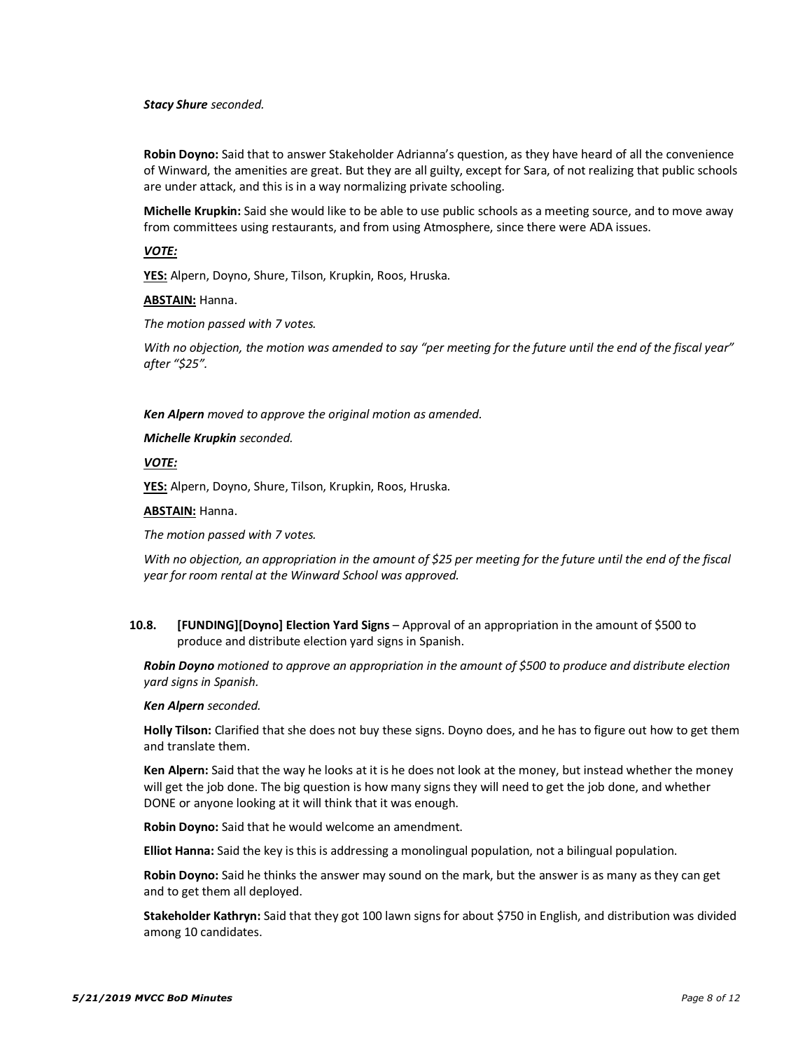***Stacy Shure** seconded.*

**Robin Doyno:** Said that to answer Stakeholder Adrianna's question, as they have heard of all the convenience of Winward, the amenities are great. But they are all guilty, except for Sara, of not realizing that public schools are under attack, and this is in a way normalizing private schooling.

**Michelle Krupkin:** Said she would like to be able to use public schools as a meeting source, and to move away from committees using restaurants, and from using Atmosphere, since there were ADA issues.

***VOTE:***

**YES:** Alpern, Doyno, Shure, Tilson, Krupkin, Roos, Hruska.

**ABSTAIN:** Hanna.

*The motion passed with 7 votes.*

*With no objection, the motion was amended to say "per meeting for the future until the end of the fiscal year" after "$25".*

***Ken Alpern** moved to approve the original motion as amended.*

***Michelle Krupkin** seconded.*

***VOTE:***

**YES:** Alpern, Doyno, Shure, Tilson, Krupkin, Roos, Hruska.

**ABSTAIN:** Hanna.

*The motion passed with 7 votes.*

*With no objection, an appropriation in the amount of $25 per meeting for the future until the end of the fiscal year for room rental at the Winward School was approved.*

**10.8. [FUNDING][Doyno] Election Yard Signs** – Approval of an appropriation in the amount of $500 to produce and distribute election yard signs in Spanish.

***Robin Doyno** motioned to approve an appropriation in the amount of $500 to produce and distribute election yard signs in Spanish.*

***Ken Alpern** seconded.*

**Holly Tilson:** Clarified that she does not buy these signs. Doyno does, and he has to figure out how to get them and translate them.

**Ken Alpern:** Said that the way he looks at it is he does not look at the money, but instead whether the money will get the job done. The big question is how many signs they will need to get the job done, and whether DONE or anyone looking at it will think that it was enough.

**Robin Doyno:** Said that he would welcome an amendment.

**Elliot Hanna:** Said the key is this is addressing a monolingual population, not a bilingual population.

**Robin Doyno:** Said he thinks the answer may sound on the mark, but the answer is as many as they can get and to get them all deployed.

**Stakeholder Kathryn:** Said that they got 100 lawn signs for about $750 in English, and distribution was divided among 10 candidates.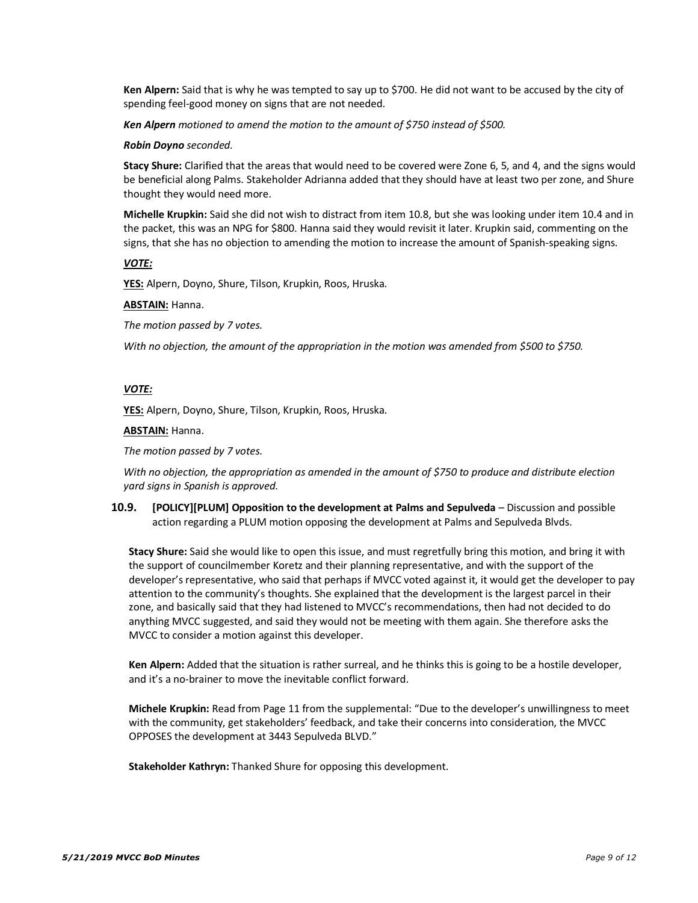**Ken Alpern:** Said that is why he was tempted to say up to $700. He did not want to be accused by the city of spending feel-good money on signs that are not needed.

***Ken Alpern*** *motioned to amend the motion to the amount of $750 instead of $500.*

***Robin Doyno*** *seconded.*

**Stacy Shure:** Clarified that the areas that would need to be covered were Zone 6, 5, and 4, and the signs would be beneficial along Palms. Stakeholder Adrianna added that they should have at least two per zone, and Shure thought they would need more.

**Michelle Krupkin:** Said she did not wish to distract from item 10.8, but she was looking under item 10.4 and in the packet, this was an NPG for $800. Hanna said they would revisit it later. Krupkin said, commenting on the signs, that she has no objection to amending the motion to increase the amount of Spanish-speaking signs.

***VOTE:***

**YES:** Alpern, Doyno, Shure, Tilson, Krupkin, Roos, Hruska.

**ABSTAIN:** Hanna.

*The motion passed by 7 votes.*

*With no objection, the amount of the appropriation in the motion was amended from $500 to $750.*

***VOTE:***

**YES:** Alpern, Doyno, Shure, Tilson, Krupkin, Roos, Hruska.

**ABSTAIN:** Hanna.

*The motion passed by 7 votes.*

*With no objection, the appropriation as amended in the amount of $750 to produce and distribute election yard signs in Spanish is approved.*

**10.9. [POLICY][PLUM] Opposition to the development at Palms and Sepulveda** – Discussion and possible action regarding a PLUM motion opposing the development at Palms and Sepulveda Blvds.

**Stacy Shure:** Said she would like to open this issue, and must regretfully bring this motion, and bring it with the support of councilmember Koretz and their planning representative, and with the support of the developer's representative, who said that perhaps if MVCC voted against it, it would get the developer to pay attention to the community's thoughts. She explained that the development is the largest parcel in their zone, and basically said that they had listened to MVCC's recommendations, then had not decided to do anything MVCC suggested, and said they would not be meeting with them again. She therefore asks the MVCC to consider a motion against this developer.

**Ken Alpern:** Added that the situation is rather surreal, and he thinks this is going to be a hostile developer, and it's a no-brainer to move the inevitable conflict forward.

**Michele Krupkin:** Read from Page 11 from the supplemental: "Due to the developer's unwillingness to meet with the community, get stakeholders' feedback, and take their concerns into consideration, the MVCC OPPOSES the development at 3443 Sepulveda BLVD."

**Stakeholder Kathryn:** Thanked Shure for opposing this development.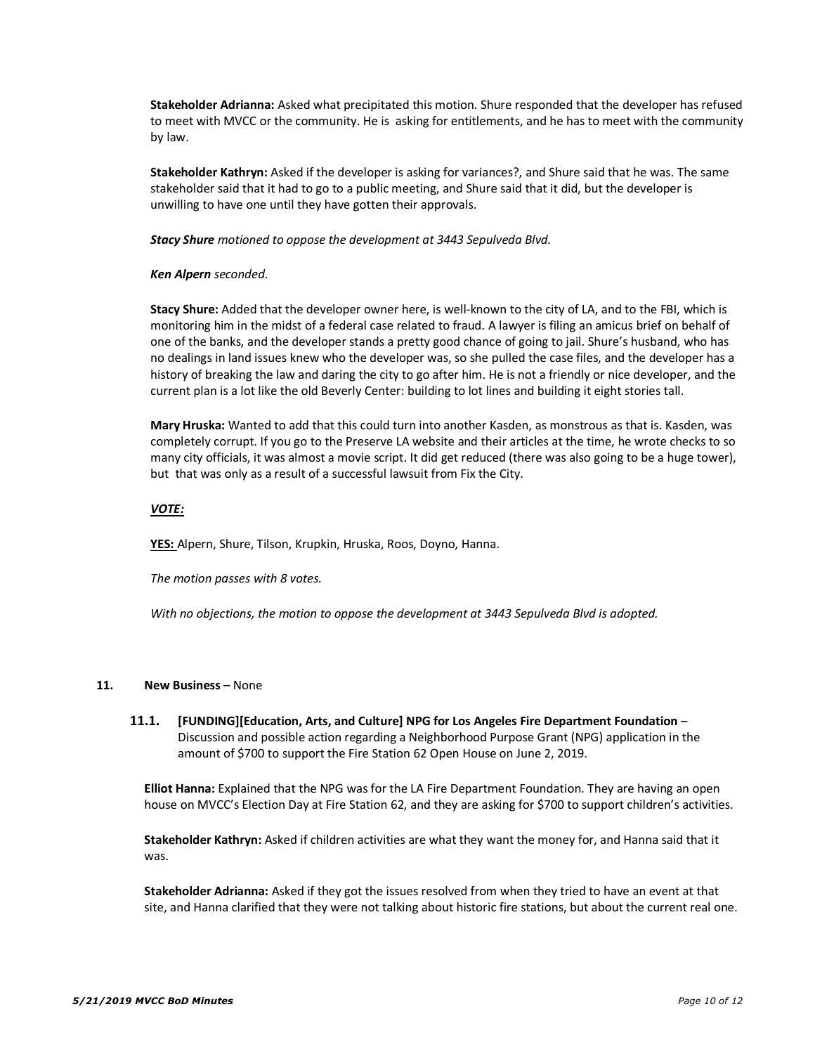**Stakeholder Adrianna:** Asked what precipitated this motion. Shure responded that the developer has refused to meet with MVCC or the community. He is  asking for entitlements, and he has to meet with the community by law.

**Stakeholder Kathryn:** Asked if the developer is asking for variances?, and Shure said that he was. The same stakeholder said that it had to go to a public meeting, and Shure said that it did, but the developer is unwilling to have one until they have gotten their approvals.

***Stacy Shure*** *motioned to oppose the development at 3443 Sepulveda Blvd.*

***Ken Alpern*** *seconded*.

**Stacy Shure:** Added that the developer owner here, is well-known to the city of LA, and to the FBI, which is monitoring him in the midst of a federal case related to fraud. A lawyer is filing an amicus brief on behalf of one of the banks, and the developer stands a pretty good chance of going to jail. Shure's husband, who has no dealings in land issues knew who the developer was, so she pulled the case files, and the developer has a history of breaking the law and daring the city to go after him. He is not a friendly or nice developer, and the current plan is a lot like the old Beverly Center: building to lot lines and building it eight stories tall.

**Mary Hruska:** Wanted to add that this could turn into another Kasden, as monstrous as that is. Kasden, was completely corrupt. If you go to the Preserve LA website and their articles at the time, he wrote checks to so many city officials, it was almost a movie script. It did get reduced (there was also going to be a huge tower), but  that was only as a result of a successful lawsuit from Fix the City.

***VOTE:***

**YES:** Alpern, Shure, Tilson, Krupkin, Hruska, Roos, Doyno, Hanna.

*The motion passes with 8 votes.*

*With no objections, the motion to oppose the development at 3443 Sepulveda Blvd is adopted.*

## 11. New Business – None

### 11.1. [FUNDING][Education, Arts, and Culture] NPG for Los Angeles Fire Department Foundation – Discussion and possible action regarding a Neighborhood Purpose Grant (NPG) application in the amount of $700 to support the Fire Station 62 Open House on June 2, 2019.

**Elliot Hanna:** Explained that the NPG was for the LA Fire Department Foundation. They are having an open house on MVCC's Election Day at Fire Station 62, and they are asking for $700 to support children's activities.

**Stakeholder Kathryn:** Asked if children activities are what they want the money for, and Hanna said that it was.

**Stakeholder Adrianna:** Asked if they got the issues resolved from when they tried to have an event at that site, and Hanna clarified that they were not talking about historic fire stations, but about the current real one.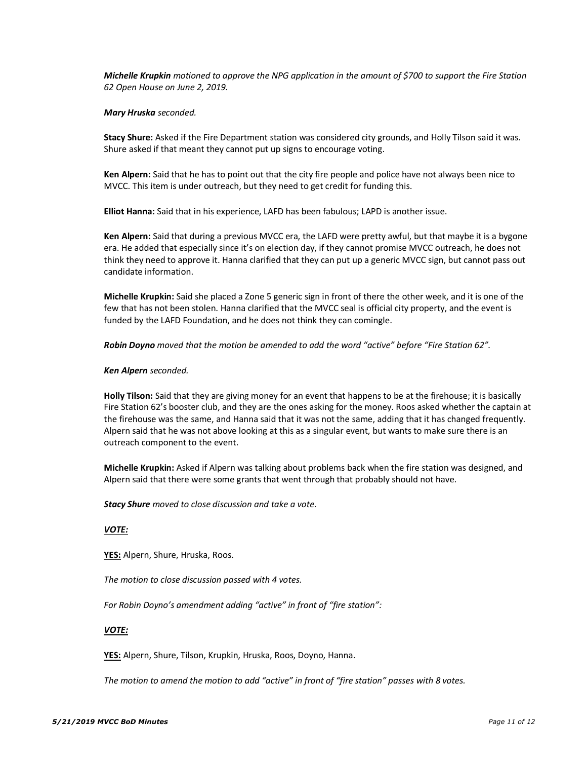***Michelle Krupkin*** *motioned to approve the NPG application in the amount of $700 to support the Fire Station 62 Open House on June 2, 2019.*

***Mary Hruska*** *seconded.*

**Stacy Shure:** Asked if the Fire Department station was considered city grounds, and Holly Tilson said it was. Shure asked if that meant they cannot put up signs to encourage voting.

**Ken Alpern:** Said that he has to point out that the city fire people and police have not always been nice to MVCC. This item is under outreach, but they need to get credit for funding this.

**Elliot Hanna:** Said that in his experience, LAFD has been fabulous; LAPD is another issue.

**Ken Alpern:** Said that during a previous MVCC era, the LAFD were pretty awful, but that maybe it is a bygone era. He added that especially since it's on election day, if they cannot promise MVCC outreach, he does not think they need to approve it. Hanna clarified that they can put up a generic MVCC sign, but cannot pass out candidate information.

**Michelle Krupkin:** Said she placed a Zone 5 generic sign in front of there the other week, and it is one of the few that has not been stolen. Hanna clarified that the MVCC seal is official city property, and the event is funded by the LAFD Foundation, and he does not think they can comingle.

***Robin Doyno*** *moved that the motion be amended to add the word "active" before "Fire Station 62".*

***Ken Alpern*** *seconded.*

**Holly Tilson:** Said that they are giving money for an event that happens to be at the firehouse; it is basically Fire Station 62's booster club, and they are the ones asking for the money. Roos asked whether the captain at the firehouse was the same, and Hanna said that it was not the same, adding that it has changed frequently. Alpern said that he was not above looking at this as a singular event, but wants to make sure there is an outreach component to the event.

**Michelle Krupkin:** Asked if Alpern was talking about problems back when the fire station was designed, and Alpern said that there were some grants that went through that probably should not have.

***Stacy Shure*** *moved to close discussion and take a vote.*

***<u>VOTE:</u>***

**<u>YES:</u>** Alpern, Shure, Hruska, Roos.

*The motion to close discussion passed with 4 votes.*

*For Robin Doyno's amendment adding "active" in front of "fire station":*

***<u>VOTE:</u>***

**<u>YES:</u>** Alpern, Shure, Tilson, Krupkin, Hruska, Roos, Doyno, Hanna.

*The motion to amend the motion to add "active" in front of "fire station" passes with 8 votes.*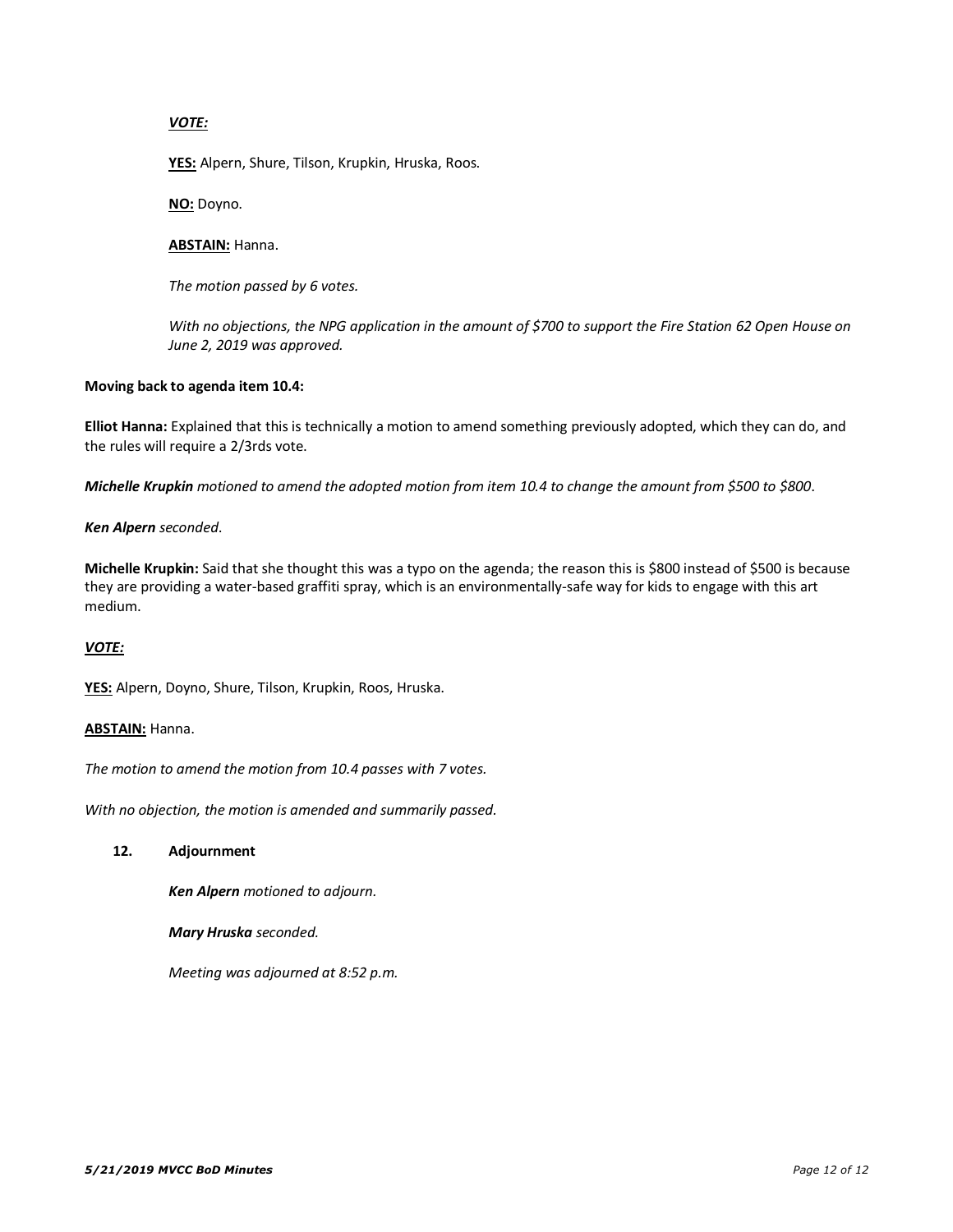***VOTE:***

**YES:** Alpern, Shure, Tilson, Krupkin, Hruska, Roos.

**NO:** Doyno.

**ABSTAIN:** Hanna.

*The motion passed by 6 votes.*

*With no objections, the NPG application in the amount of $700 to support the Fire Station 62 Open House on June 2, 2019 was approved.*

**Moving back to agenda item 10.4:**

**Elliot Hanna:** Explained that this is technically a motion to amend something previously adopted, which they can do, and the rules will require a 2/3rds vote.

***Michelle Krupkin*** *motioned to amend the adopted motion from item 10.4 to change the amount from $500 to $800*.

***Ken Alpern*** *seconded*.

**Michelle Krupkin:** Said that she thought this was a typo on the agenda; the reason this is $800 instead of $500 is because they are providing a water-based graffiti spray, which is an environmentally-safe way for kids to engage with this art medium.

***VOTE:***

**YES:** Alpern, Doyno, Shure, Tilson, Krupkin, Roos, Hruska.

**ABSTAIN:** Hanna.

*The motion to amend the motion from 10.4 passes with 7 votes.*

*With no objection, the motion is amended and summarily passed.*

**12. Adjournment**

***Ken Alpern*** *motioned to adjourn.*

***Mary Hruska*** *seconded.*

*Meeting was adjourned at 8:52 p.m.*